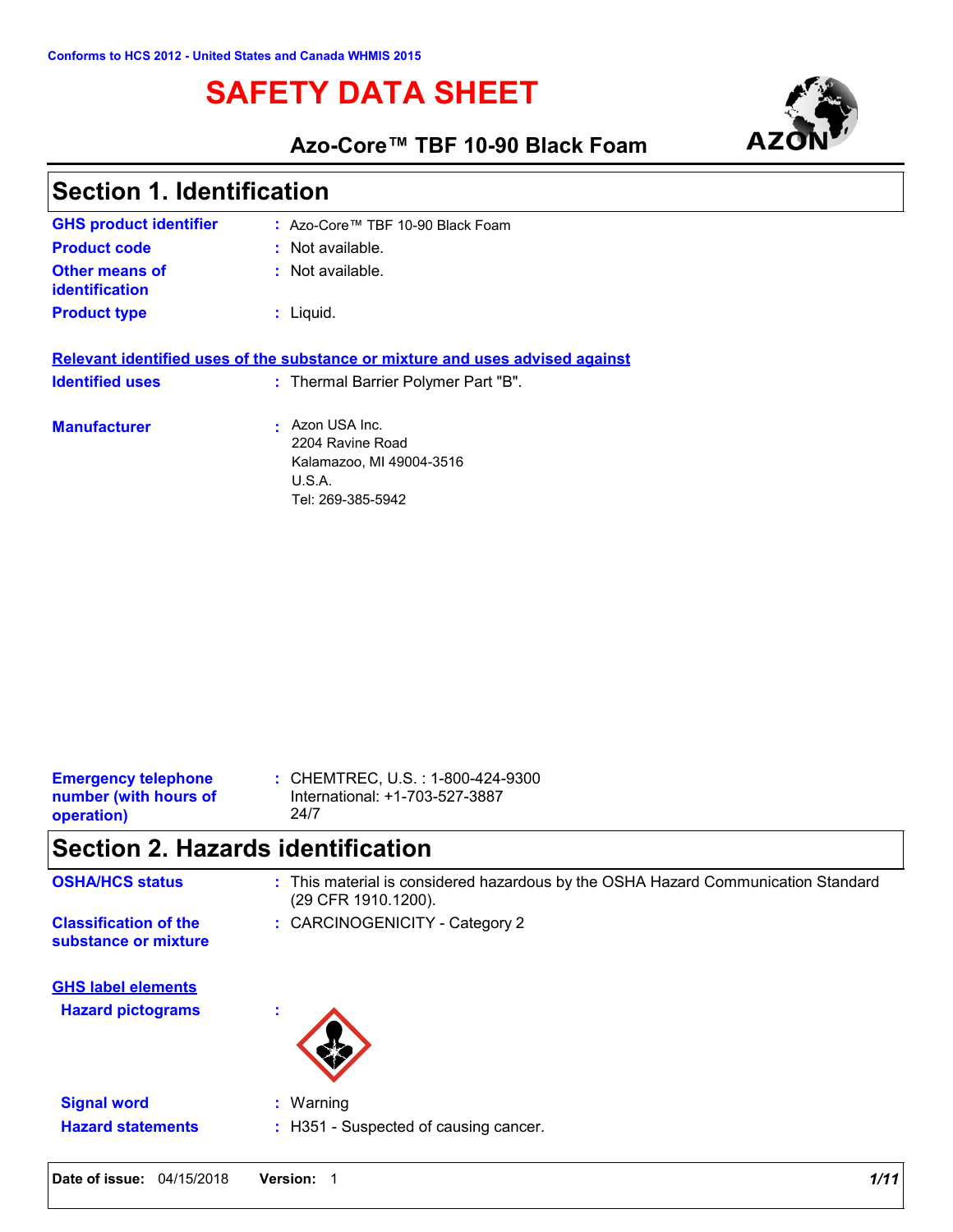Conforms to HCS 2012 - United States and Canada WHMIS 2015

# SAFETY DATA SHEET

## Azo-Core™ TBF 10-90 Black Foam

## Section 1. Identification

**GHS product identifier** : Azo-Core™ TBF 10-90 Black Foam

**Product code** : Not available.

**Other means of identification** : Not available.

**Product type** : Liquid.

**Relevant identified uses of the substance or mixture and uses advised against**

**Identified uses** : Thermal Barrier Polymer Part "B".

**Manufacturer** : Azon USA Inc.
2204 Ravine Road
Kalamazoo, MI 49004-3516
U.S.A.
Tel: 269-385-5942

**Emergency telephone number (with hours of operation)** : CHEMTREC, U.S. : 1-800-424-9300
International: +1-703-527-3887
24/7

## Section 2. Hazards identification

**OSHA/HCS status** : This material is considered hazardous by the OSHA Hazard Communication Standard (29 CFR 1910.1200).

**Classification of the substance or mixture** : CARCINOGENICITY - Category 2

**GHS label elements**

**Hazard pictograms** :

**Signal word** : Warning

**Hazard statements** : H351 - Suspected of causing cancer.

Date of issue: 04/15/2018 Version: 1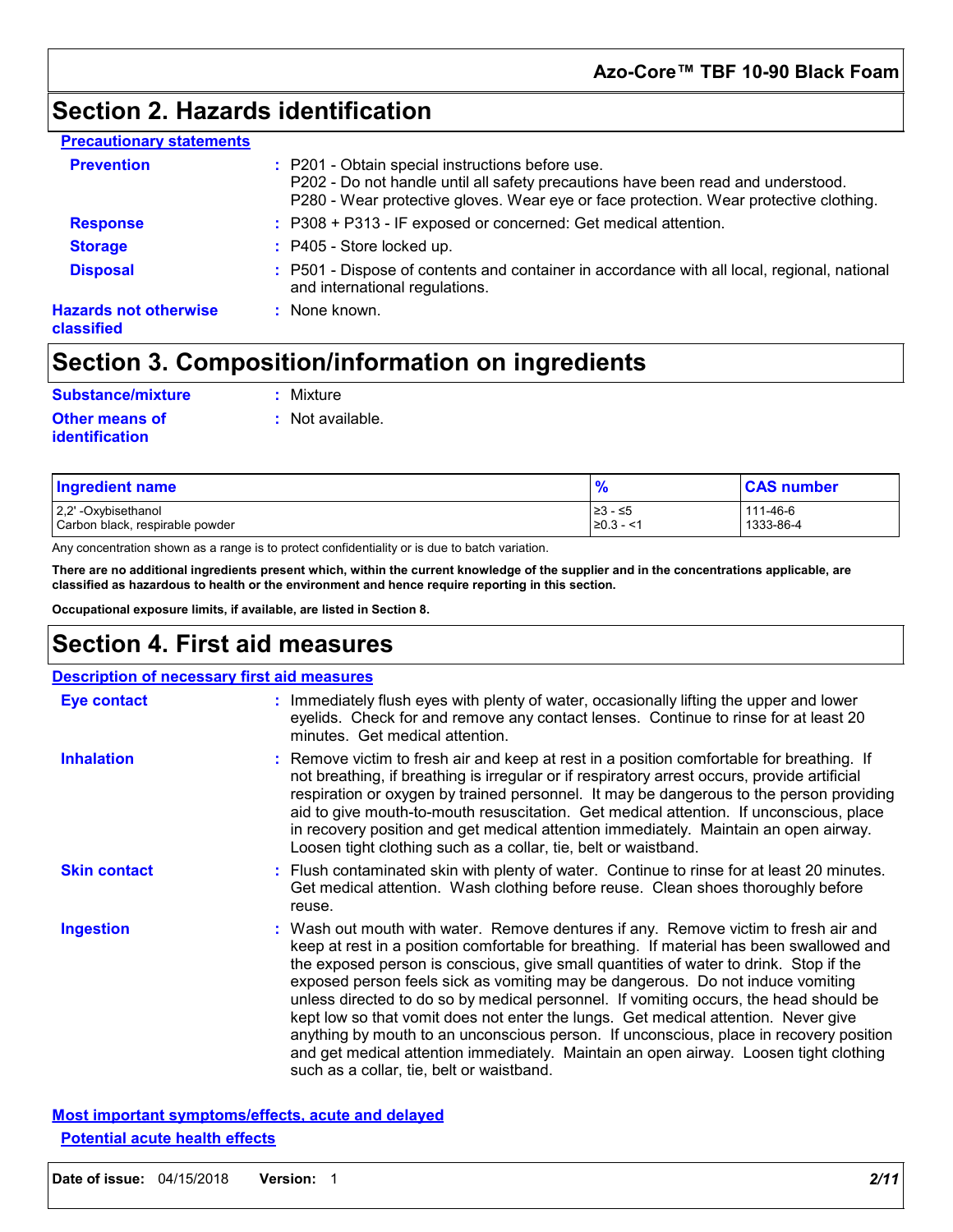## Section 2. Hazards identification

### Precautionary statements

**Prevention** : P201 - Obtain special instructions before use.
P202 - Do not handle until all safety precautions have been read and understood.
P280 - Wear protective gloves. Wear eye or face protection. Wear protective clothing.

**Response** : P308 + P313 - IF exposed or concerned: Get medical attention.

**Storage** : P405 - Store locked up.

**Disposal** : P501 - Dispose of contents and container in accordance with all local, regional, national and international regulations.

**Hazards not otherwise classified** : None known.

## Section 3. Composition/information on ingredients

**Substance/mixture** : Mixture

**Other means of identification** : Not available.

| Ingredient name | % | CAS number |
|---|---|---|
| 2,2' -Oxybisethanol | ≥3 - ≤5 | 111-46-6 |
| Carbon black, respirable powder | ≥0.3 - <1 | 1333-86-4 |

Any concentration shown as a range is to protect confidentiality or is due to batch variation.

**There are no additional ingredients present which, within the current knowledge of the supplier and in the concentrations applicable, are classified as hazardous to health or the environment and hence require reporting in this section.**

**Occupational exposure limits, if available, are listed in Section 8.**

## Section 4. First aid measures

### Description of necessary first aid measures

**Eye contact** : Immediately flush eyes with plenty of water, occasionally lifting the upper and lower eyelids. Check for and remove any contact lenses. Continue to rinse for at least 20 minutes. Get medical attention.

**Inhalation** : Remove victim to fresh air and keep at rest in a position comfortable for breathing. If not breathing, if breathing is irregular or if respiratory arrest occurs, provide artificial respiration or oxygen by trained personnel. It may be dangerous to the person providing aid to give mouth-to-mouth resuscitation. Get medical attention. If unconscious, place in recovery position and get medical attention immediately. Maintain an open airway. Loosen tight clothing such as a collar, tie, belt or waistband.

**Skin contact** : Flush contaminated skin with plenty of water. Continue to rinse for at least 20 minutes. Get medical attention. Wash clothing before reuse. Clean shoes thoroughly before reuse.

**Ingestion** : Wash out mouth with water. Remove dentures if any. Remove victim to fresh air and keep at rest in a position comfortable for breathing. If material has been swallowed and the exposed person is conscious, give small quantities of water to drink. Stop if the exposed person feels sick as vomiting may be dangerous. Do not induce vomiting unless directed to do so by medical personnel. If vomiting occurs, the head should be kept low so that vomit does not enter the lungs. Get medical attention. Never give anything by mouth to an unconscious person. If unconscious, place in recovery position and get medical attention immediately. Maintain an open airway. Loosen tight clothing such as a collar, tie, belt or waistband.

### Most important symptoms/effects, acute and delayed

#### Potential acute health effects

**Date of issue:** 04/15/2018 **Version:** 1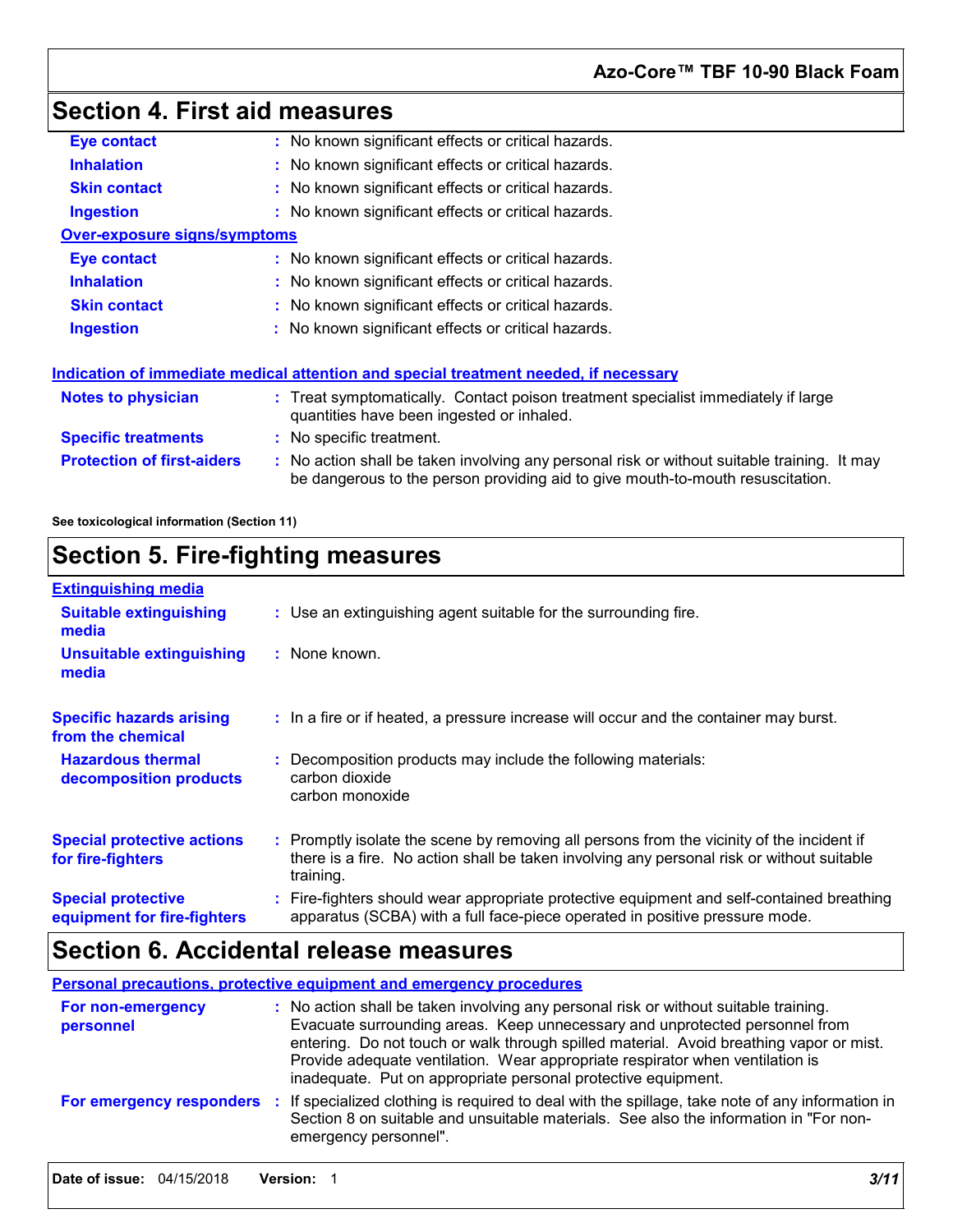# Section 4. First aid measures

**Eye contact** : No known significant effects or critical hazards.

**Inhalation** : No known significant effects or critical hazards.

**Skin contact** : No known significant effects or critical hazards.

**Ingestion** : No known significant effects or critical hazards.

**Over-exposure signs/symptoms**

**Eye contact** : No known significant effects or critical hazards.

**Inhalation** : No known significant effects or critical hazards.

**Skin contact** : No known significant effects or critical hazards.

**Ingestion** : No known significant effects or critical hazards.

**Indication of immediate medical attention and special treatment needed, if necessary**

**Notes to physician** : Treat symptomatically. Contact poison treatment specialist immediately if large quantities have been ingested or inhaled.

**Specific treatments** : No specific treatment.

**Protection of first-aiders** : No action shall be taken involving any personal risk or without suitable training. It may be dangerous to the person providing aid to give mouth-to-mouth resuscitation.

**See toxicological information (Section 11)**

# Section 5. Fire-fighting measures

**Extinguishing media**

**Suitable extinguishing media** : Use an extinguishing agent suitable for the surrounding fire.

**Unsuitable extinguishing media** : None known.

**Specific hazards arising from the chemical** : In a fire or if heated, a pressure increase will occur and the container may burst.

**Hazardous thermal decomposition products** : Decomposition products may include the following materials:
carbon dioxide
carbon monoxide

**Special protective actions for fire-fighters** : Promptly isolate the scene by removing all persons from the vicinity of the incident if there is a fire. No action shall be taken involving any personal risk or without suitable training.

**Special protective equipment for fire-fighters** : Fire-fighters should wear appropriate protective equipment and self-contained breathing apparatus (SCBA) with a full face-piece operated in positive pressure mode.

# Section 6. Accidental release measures

**Personal precautions, protective equipment and emergency procedures**

**For non-emergency personnel** : No action shall be taken involving any personal risk or without suitable training. Evacuate surrounding areas. Keep unnecessary and unprotected personnel from entering. Do not touch or walk through spilled material. Avoid breathing vapor or mist. Provide adequate ventilation. Wear appropriate respirator when ventilation is inadequate. Put on appropriate personal protective equipment.

**For emergency responders** : If specialized clothing is required to deal with the spillage, take note of any information in Section 8 on suitable and unsuitable materials. See also the information in "For non-emergency personnel".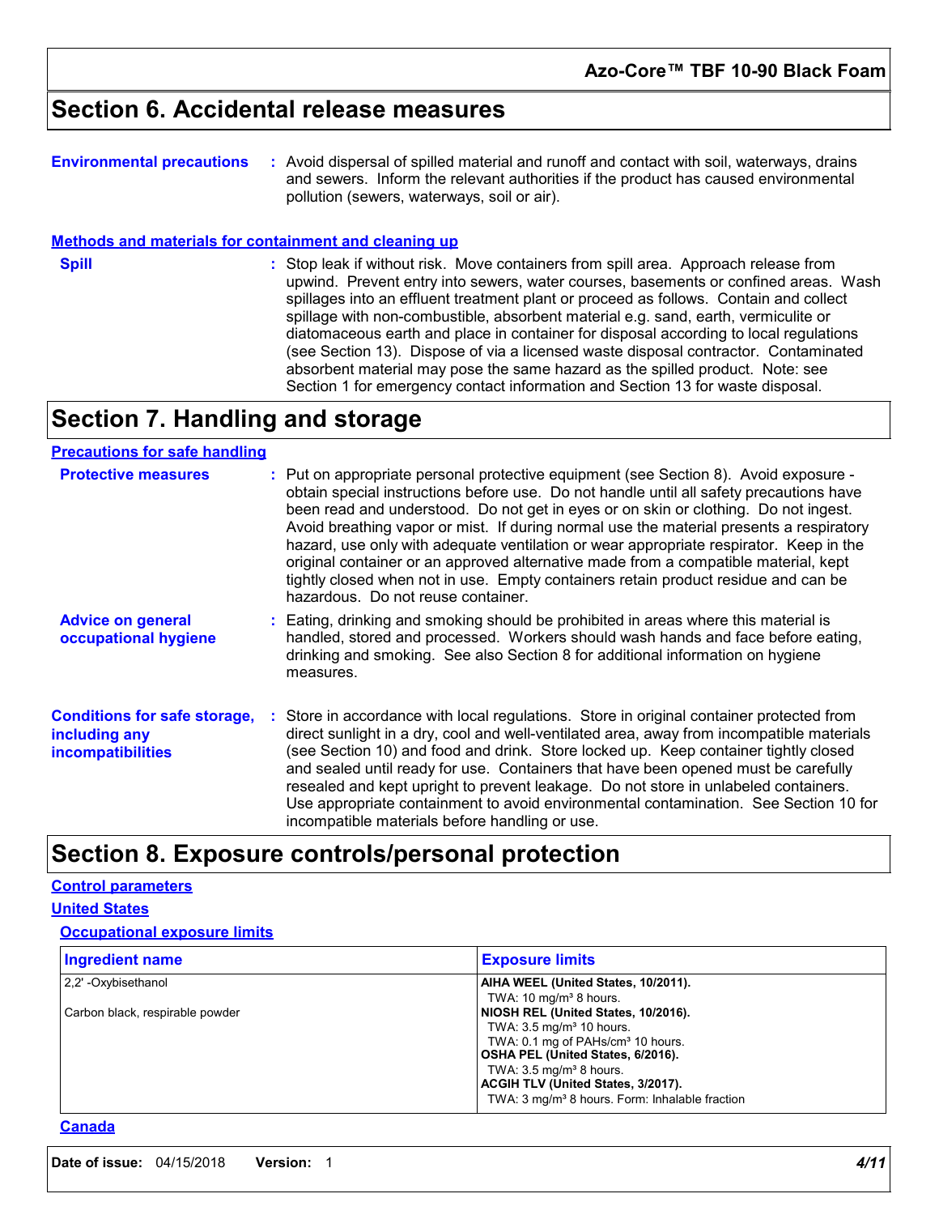# Section 6. Accidental release measures

**Environmental precautions** : Avoid dispersal of spilled material and runoff and contact with soil, waterways, drains and sewers. Inform the relevant authorities if the product has caused environmental pollution (sewers, waterways, soil or air).

### Methods and materials for containment and cleaning up

**Spill** : Stop leak if without risk. Move containers from spill area. Approach release from upwind. Prevent entry into sewers, water courses, basements or confined areas. Wash spillages into an effluent treatment plant or proceed as follows. Contain and collect spillage with non-combustible, absorbent material e.g. sand, earth, vermiculite or diatomaceous earth and place in container for disposal according to local regulations (see Section 13). Dispose of via a licensed waste disposal contractor. Contaminated absorbent material may pose the same hazard as the spilled product. Note: see Section 1 for emergency contact information and Section 13 for waste disposal.

# Section 7. Handling and storage

### Precautions for safe handling

**Protective measures** : Put on appropriate personal protective equipment (see Section 8). Avoid exposure - obtain special instructions before use. Do not handle until all safety precautions have been read and understood. Do not get in eyes or on skin or clothing. Do not ingest. Avoid breathing vapor or mist. If during normal use the material presents a respiratory hazard, use only with adequate ventilation or wear appropriate respirator. Keep in the original container or an approved alternative made from a compatible material, kept tightly closed when not in use. Empty containers retain product residue and can be hazardous. Do not reuse container.

**Advice on general occupational hygiene** : Eating, drinking and smoking should be prohibited in areas where this material is handled, stored and processed. Workers should wash hands and face before eating, drinking and smoking. See also Section 8 for additional information on hygiene measures.

**Conditions for safe storage, including any incompatibilities** : Store in accordance with local regulations. Store in original container protected from direct sunlight in a dry, cool and well-ventilated area, away from incompatible materials (see Section 10) and food and drink. Store locked up. Keep container tightly closed and sealed until ready for use. Containers that have been opened must be carefully resealed and kept upright to prevent leakage. Do not store in unlabeled containers. Use appropriate containment to avoid environmental contamination. See Section 10 for incompatible materials before handling or use.

# Section 8. Exposure controls/personal protection

### Control parameters

### United States

#### Occupational exposure limits

| Ingredient name | Exposure limits |
| --- | --- |
| 2,2' -Oxybisethanol | **AIHA WEEL (United States, 10/2011).**<br>TWA: 10 mg/m³ 8 hours. |
| Carbon black, respirable powder | **NIOSH REL (United States, 10/2016).**<br>TWA: 3.5 mg/m³ 10 hours.<br>TWA: 0.1 mg of PAHs/cm³ 10 hours.<br>**OSHA PEL (United States, 6/2016).**<br>TWA: 3.5 mg/m³ 8 hours.<br>**ACGIH TLV (United States, 3/2017).**<br>TWA: 3 mg/m³ 8 hours. Form: Inhalable fraction |

### Canada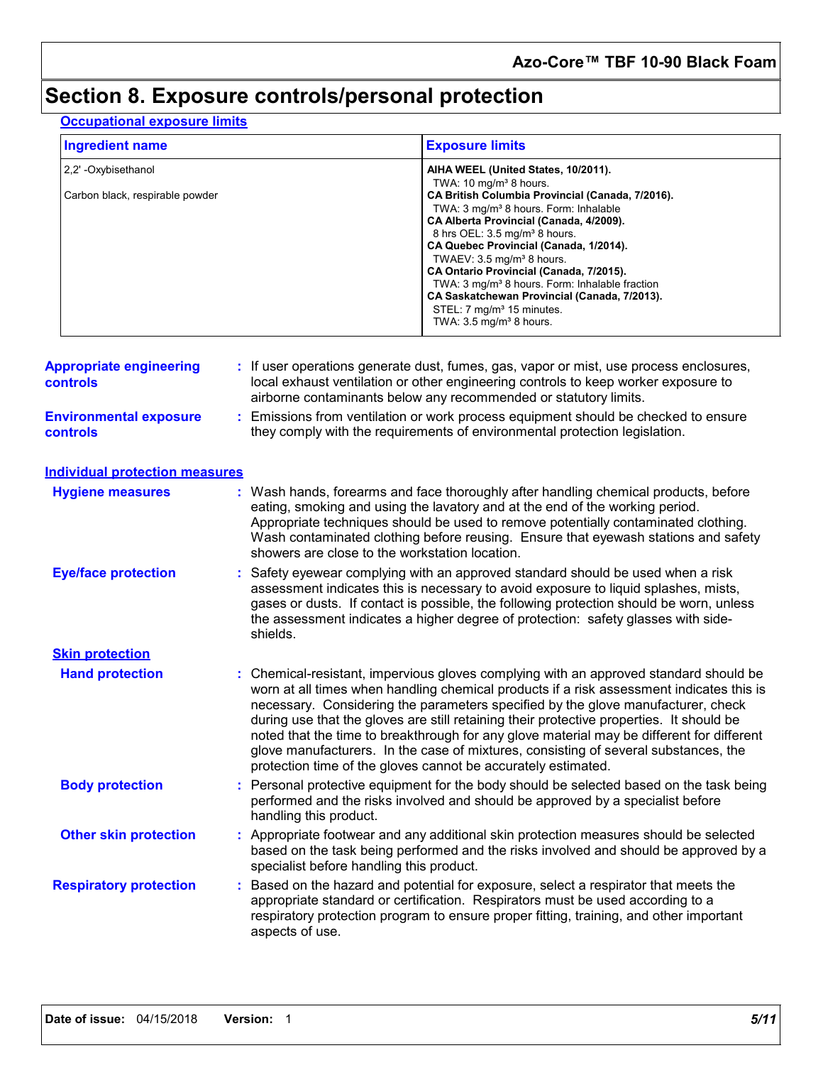# Section 8. Exposure controls/personal protection

## Occupational exposure limits

| Ingredient name | Exposure limits |
|---|---|
| 2,2' -Oxybisethanol | **AIHA WEEL (United States, 10/2011).**<br>TWA: 10 mg/m³ 8 hours. |
| Carbon black, respirable powder | **CA British Columbia Provincial (Canada, 7/2016).**<br>TWA: 3 mg/m³ 8 hours. Form: Inhalable<br>**CA Alberta Provincial (Canada, 4/2009).**<br>8 hrs OEL: 3.5 mg/m³ 8 hours.<br>**CA Quebec Provincial (Canada, 1/2014).**<br>TWAEV: 3.5 mg/m³ 8 hours.<br>**CA Ontario Provincial (Canada, 7/2015).**<br>TWA: 3 mg/m³ 8 hours. Form: Inhalable fraction<br>**CA Saskatchewan Provincial (Canada, 7/2013).**<br>STEL: 7 mg/m³ 15 minutes.<br>TWA: 3.5 mg/m³ 8 hours. |

**Appropriate engineering controls** : If user operations generate dust, fumes, gas, vapor or mist, use process enclosures, local exhaust ventilation or other engineering controls to keep worker exposure to airborne contaminants below any recommended or statutory limits.

**Environmental exposure controls** : Emissions from ventilation or work process equipment should be checked to ensure they comply with the requirements of environmental protection legislation.

## Individual protection measures

**Hygiene measures** : Wash hands, forearms and face thoroughly after handling chemical products, before eating, smoking and using the lavatory and at the end of the working period. Appropriate techniques should be used to remove potentially contaminated clothing. Wash contaminated clothing before reusing. Ensure that eyewash stations and safety showers are close to the workstation location.

**Eye/face protection** : Safety eyewear complying with an approved standard should be used when a risk assessment indicates this is necessary to avoid exposure to liquid splashes, mists, gases or dusts. If contact is possible, the following protection should be worn, unless the assessment indicates a higher degree of protection: safety glasses with side-shields.

### Skin protection

**Hand protection** : Chemical-resistant, impervious gloves complying with an approved standard should be worn at all times when handling chemical products if a risk assessment indicates this is necessary. Considering the parameters specified by the glove manufacturer, check during use that the gloves are still retaining their protective properties. It should be noted that the time to breakthrough for any glove material may be different for different glove manufacturers. In the case of mixtures, consisting of several substances, the protection time of the gloves cannot be accurately estimated.

**Body protection** : Personal protective equipment for the body should be selected based on the task being performed and the risks involved and should be approved by a specialist before handling this product.

**Other skin protection** : Appropriate footwear and any additional skin protection measures should be selected based on the task being performed and the risks involved and should be approved by a specialist before handling this product.

**Respiratory protection** : Based on the hazard and potential for exposure, select a respirator that meets the appropriate standard or certification. Respirators must be used according to a respiratory protection program to ensure proper fitting, training, and other important aspects of use.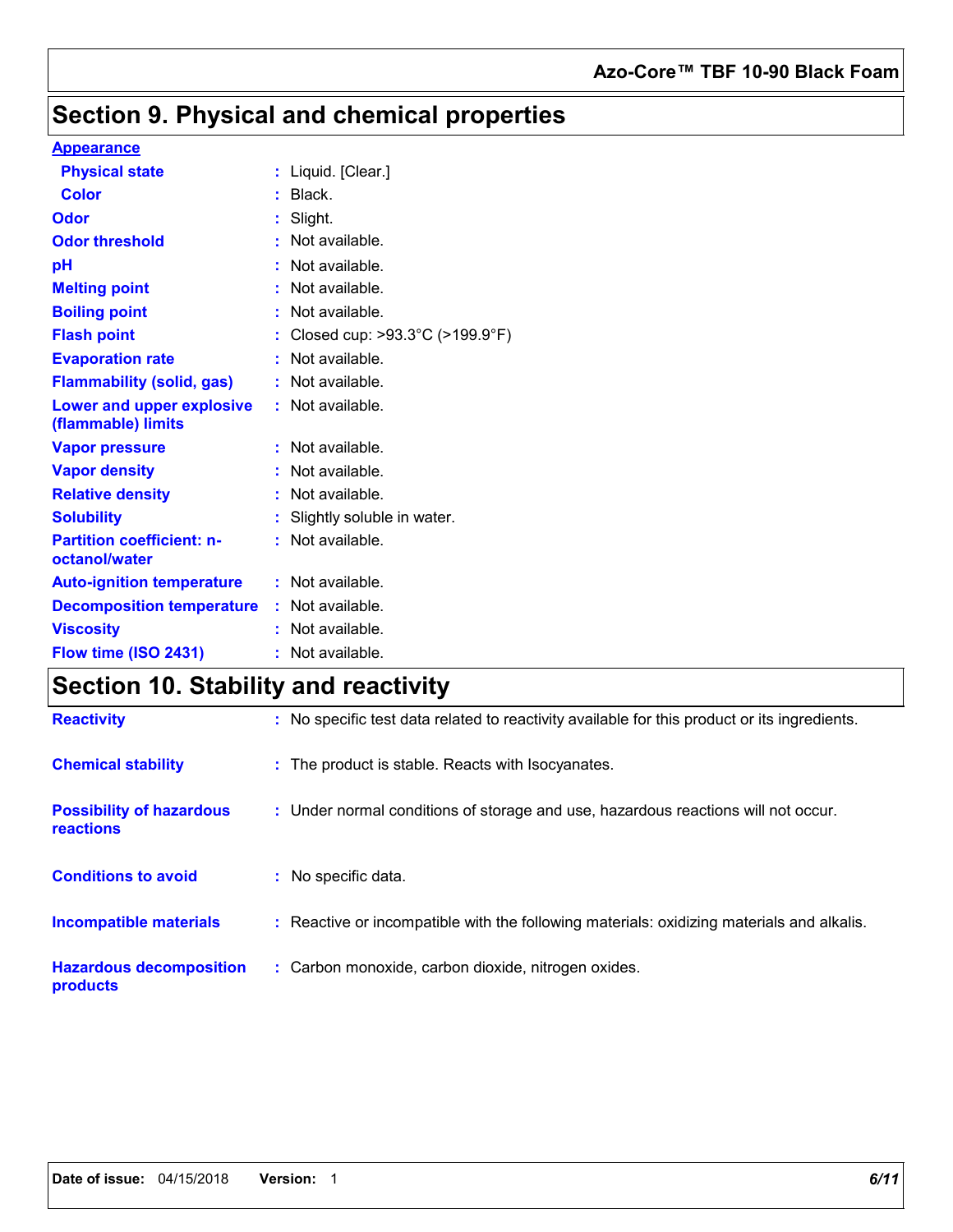# Section 9. Physical and chemical properties

**Appearance**

| | |
|---|---|
| **Physical state** | : Liquid. [Clear.] |
| **Color** | : Black. |
| **Odor** | : Slight. |
| **Odor threshold** | : Not available. |
| **pH** | : Not available. |
| **Melting point** | : Not available. |
| **Boiling point** | : Not available. |
| **Flash point** | : Closed cup: >93.3°C (>199.9°F) |
| **Evaporation rate** | : Not available. |
| **Flammability (solid, gas)** | : Not available. |
| **Lower and upper explosive (flammable) limits** | : Not available. |
| **Vapor pressure** | : Not available. |
| **Vapor density** | : Not available. |
| **Relative density** | : Not available. |
| **Solubility** | : Slightly soluble in water. |
| **Partition coefficient: n-octanol/water** | : Not available. |
| **Auto-ignition temperature** | : Not available. |
| **Decomposition temperature** | : Not available. |
| **Viscosity** | : Not available. |
| **Flow time (ISO 2431)** | : Not available. |

# Section 10. Stability and reactivity

| | |
|---|---|
| **Reactivity** | : No specific test data related to reactivity available for this product or its ingredients. |
| **Chemical stability** | : The product is stable. Reacts with Isocyanates. |
| **Possibility of hazardous reactions** | : Under normal conditions of storage and use, hazardous reactions will not occur. |
| **Conditions to avoid** | : No specific data. |
| **Incompatible materials** | : Reactive or incompatible with the following materials: oxidizing materials and alkalis. |
| **Hazardous decomposition products** | : Carbon monoxide, carbon dioxide, nitrogen oxides. |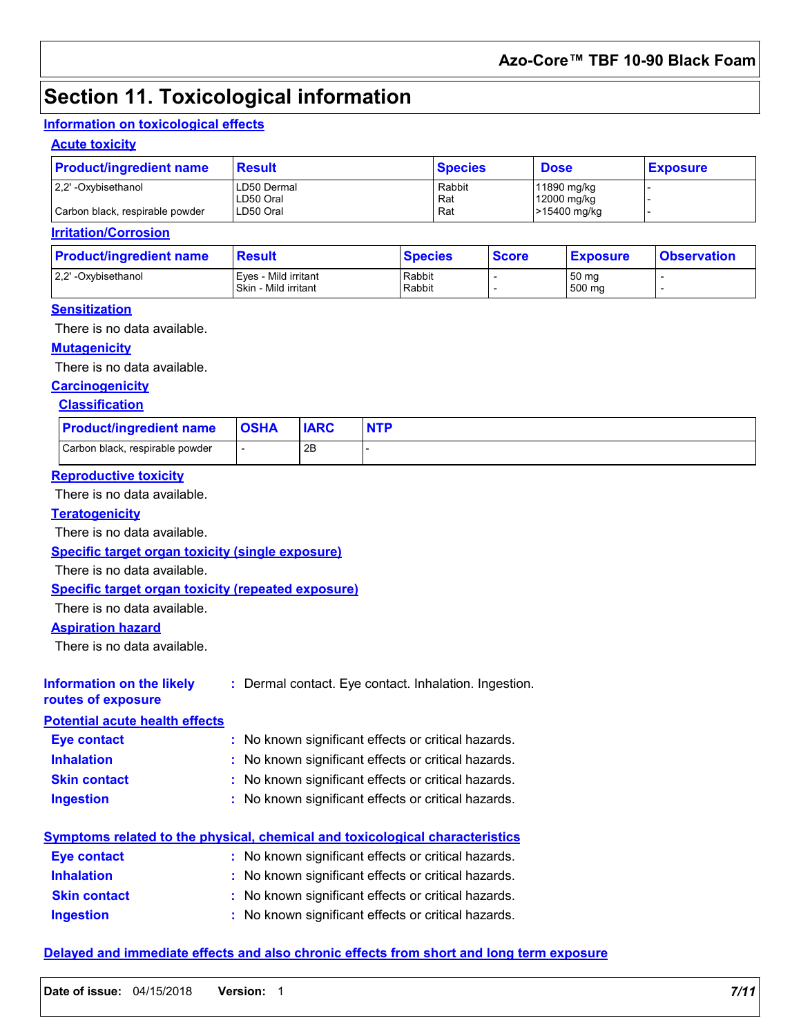# Section 11. Toxicological information

## Information on toxicological effects

### Acute toxicity

| Product/ingredient name | Result | Species | Dose | Exposure |
|---|---|---|---|---|
| 2,2' -Oxybisethanol | LD50 Dermal | Rabbit | 11890 mg/kg | - |
| | LD50 Oral | Rat | 12000 mg/kg | - |
| Carbon black, respirable powder | LD50 Oral | Rat | >15400 mg/kg | - |

### Irritation/Corrosion

| Product/ingredient name | Result | Species | Score | Exposure | Observation |
|---|---|---|---|---|---|
| 2,2' -Oxybisethanol | Eyes - Mild irritant | Rabbit | - | 50 mg | - |
| | Skin - Mild irritant | Rabbit | - | 500 mg | - |

### Sensitization

There is no data available.

### Mutagenicity

There is no data available.

### Carcinogenicity

#### Classification

| Product/ingredient name | OSHA | IARC | NTP |
|---|---|---|---|
| Carbon black, respirable powder | - | 2B | - |

### Reproductive toxicity

There is no data available.

### Teratogenicity

There is no data available.

### Specific target organ toxicity (single exposure)

There is no data available.

### Specific target organ toxicity (repeated exposure)

There is no data available.

### Aspiration hazard

There is no data available.

**Information on the likely routes of exposure** : Dermal contact. Eye contact. Inhalation. Ingestion.

## Potential acute health effects

**Eye contact** : No known significant effects or critical hazards.

**Inhalation** : No known significant effects or critical hazards.

**Skin contact** : No known significant effects or critical hazards.

**Ingestion** : No known significant effects or critical hazards.

## Symptoms related to the physical, chemical and toxicological characteristics

**Eye contact** : No known significant effects or critical hazards.

**Inhalation** : No known significant effects or critical hazards.

**Skin contact** : No known significant effects or critical hazards.

**Ingestion** : No known significant effects or critical hazards.

## Delayed and immediate effects and also chronic effects from short and long term exposure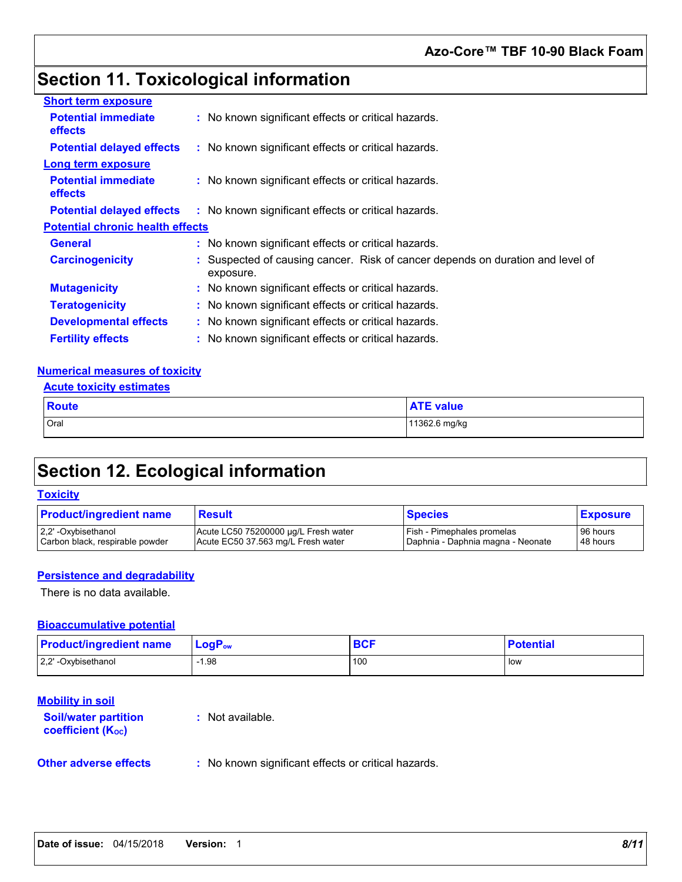# Section 11. Toxicological information

**Short term exposure**

**Potential immediate effects** : No known significant effects or critical hazards.

**Potential delayed effects** : No known significant effects or critical hazards.

**Long term exposure**

**Potential immediate effects** : No known significant effects or critical hazards.

**Potential delayed effects** : No known significant effects or critical hazards.

**Potential chronic health effects**

**General** : No known significant effects or critical hazards.

**Carcinogenicity** : Suspected of causing cancer. Risk of cancer depends on duration and level of exposure.

**Mutagenicity** : No known significant effects or critical hazards.

**Teratogenicity** : No known significant effects or critical hazards.

**Developmental effects** : No known significant effects or critical hazards.

**Fertility effects** : No known significant effects or critical hazards.

**Numerical measures of toxicity**

**Acute toxicity estimates**

| Route | ATE value |
|---|---|
| Oral | 11362.6 mg/kg |

# Section 12. Ecological information

**Toxicity**

| Product/ingredient name | Result | Species | Exposure |
|---|---|---|---|
| 2,2' -Oxybisethanol | Acute LC50 75200000 µg/L Fresh water | Fish - Pimephales promelas | 96 hours |
| Carbon black, respirable powder | Acute EC50 37.563 mg/L Fresh water | Daphnia - Daphnia magna - Neonate | 48 hours |

**Persistence and degradability**

There is no data available.

**Bioaccumulative potential**

| Product/ingredient name | $LogP_{ow}$ | BCF | Potential |
|---|---|---|---|
| 2,2' -Oxybisethanol | -1.98 | 100 | low |

**Mobility in soil**

**Soil/water partition coefficient ($K_{OC}$)** : Not available.

**Other adverse effects** : No known significant effects or critical hazards.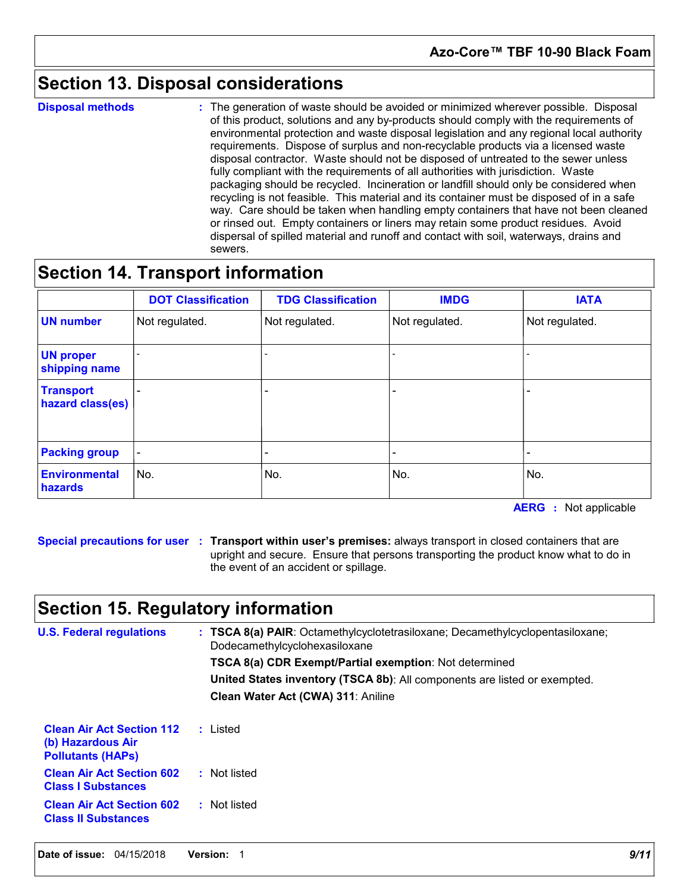## Section 13. Disposal considerations

**Disposal methods** : The generation of waste should be avoided or minimized wherever possible. Disposal of this product, solutions and any by-products should comply with the requirements of environmental protection and waste disposal legislation and any regional local authority requirements. Dispose of surplus and non-recyclable products via a licensed waste disposal contractor. Waste should not be disposed of untreated to the sewer unless fully compliant with the requirements of all authorities with jurisdiction. Waste packaging should be recycled. Incineration or landfill should only be considered when recycling is not feasible. This material and its container must be disposed of in a safe way. Care should be taken when handling empty containers that have not been cleaned or rinsed out. Empty containers or liners may retain some product residues. Avoid dispersal of spilled material and runoff and contact with soil, waterways, drains and sewers.

## Section 14. Transport information

| | DOT Classification | TDG Classification | IMDG | IATA |
|---|---|---|---|---|
| **UN number** | Not regulated. | Not regulated. | Not regulated. | Not regulated. |
| **UN proper shipping name** | - | - | - | - |
| **Transport hazard class(es)** | - | - | - | - |
| **Packing group** | - | - | - | - |
| **Environmental hazards** | No. | No. | No. | No. |

**AERG** : Not applicable

**Special precautions for user** : **Transport within user's premises:** always transport in closed containers that are upright and secure. Ensure that persons transporting the product know what to do in the event of an accident or spillage.

## Section 15. Regulatory information

**U.S. Federal regulations** : **TSCA 8(a) PAIR**: Octamethylcyclotetrasiloxane; Decamethylcyclopentasiloxane; Dodecamethylcyclohexasiloxane

**TSCA 8(a) CDR Exempt/Partial exemption**: Not determined

**United States inventory (TSCA 8b)**: All components are listed or exempted.

**Clean Water Act (CWA) 311**: Aniline

**Clean Air Act Section 112 (b) Hazardous Air Pollutants (HAPs)** : Listed

**Clean Air Act Section 602 Class I Substances** : Not listed

**Clean Air Act Section 602 Class II Substances** : Not listed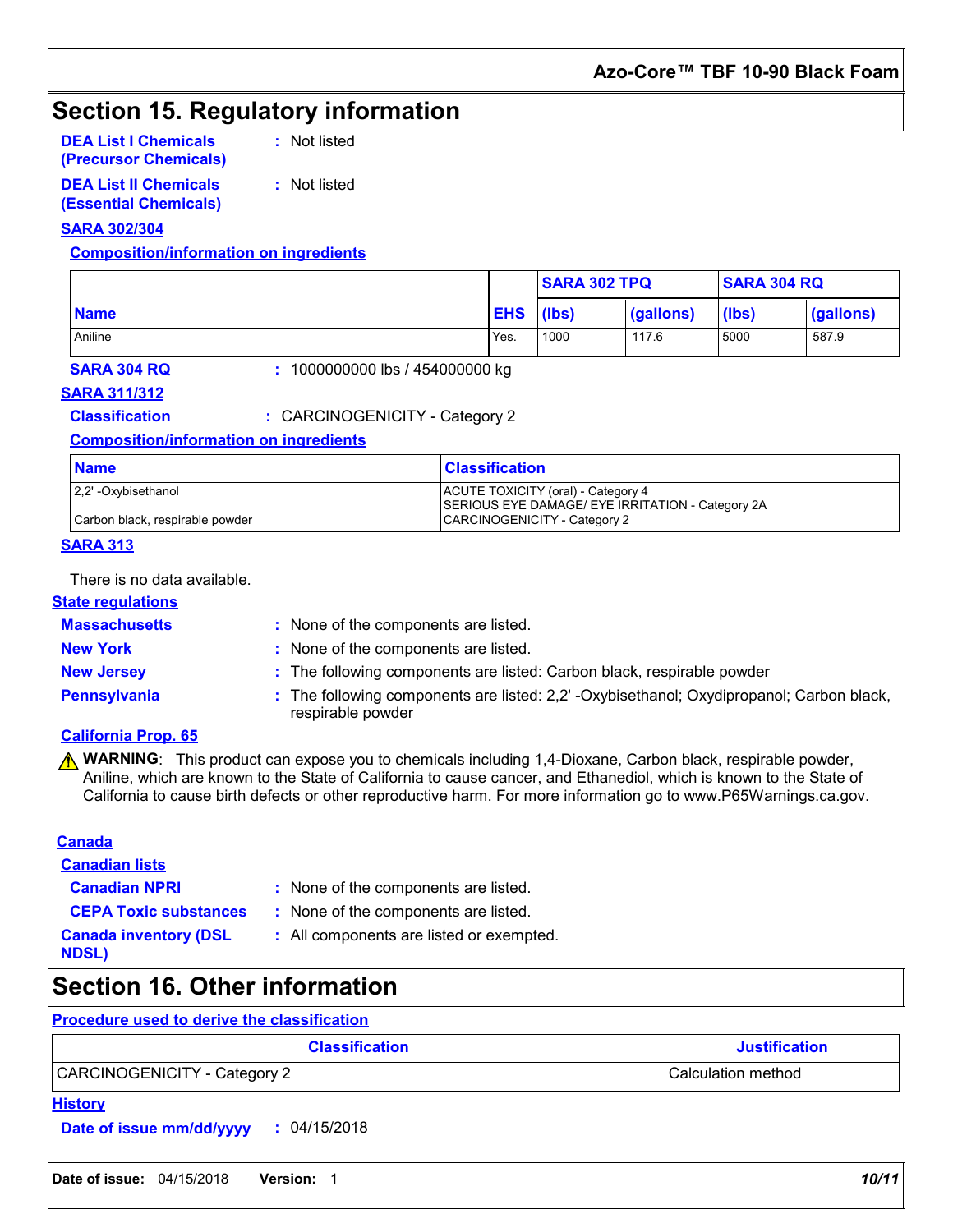## Section 15. Regulatory information

**DEA List I Chemicals (Precursor Chemicals)** : Not listed

**DEA List II Chemicals (Essential Chemicals)** : Not listed

**SARA 302/304**

**Composition/information on ingredients**

| Name | EHS | SARA 302 TPQ | | SARA 304 RQ | |
|---|---|---|---|---|---|
| | | (lbs) | (gallons) | (lbs) | (gallons) |
| Aniline | Yes. | 1000 | 117.6 | 5000 | 587.9 |

**SARA 304 RQ** : 1000000000 lbs / 454000000 kg

**SARA 311/312**

**Classification** : CARCINOGENICITY - Category 2

**Composition/information on ingredients**

| Name | Classification |
|---|---|
| 2,2' -Oxybisethanol | ACUTE TOXICITY (oral) - Category 4<br>SERIOUS EYE DAMAGE/ EYE IRRITATION - Category 2A |
| Carbon black, respirable powder | CARCINOGENICITY - Category 2 |

**SARA 313**

There is no data available.

**State regulations**

**Massachusetts** : None of the components are listed.

**New York** : None of the components are listed.

**New Jersey** : The following components are listed: Carbon black, respirable powder

**Pennsylvania** : The following components are listed: 2,2' -Oxybisethanol; Oxydipropanol; Carbon black, respirable powder

**California Prop. 65**

⚠ **WARNING**: This product can expose you to chemicals including 1,4-Dioxane, Carbon black, respirable powder, Aniline, which are known to the State of California to cause cancer, and Ethanediol, which is known to the State of California to cause birth defects or other reproductive harm. For more information go to www.P65Warnings.ca.gov.

**Canada**

**Canadian lists**

**Canadian NPRI** : None of the components are listed.

**CEPA Toxic substances** : None of the components are listed.

**Canada inventory (DSL NDSL)** : All components are listed or exempted.

## Section 16. Other information

**Procedure used to derive the classification**

| Classification | Justification |
|---|---|
| CARCINOGENICITY - Category 2 | Calculation method |

**History**

**Date of issue mm/dd/yyyy** : 04/15/2018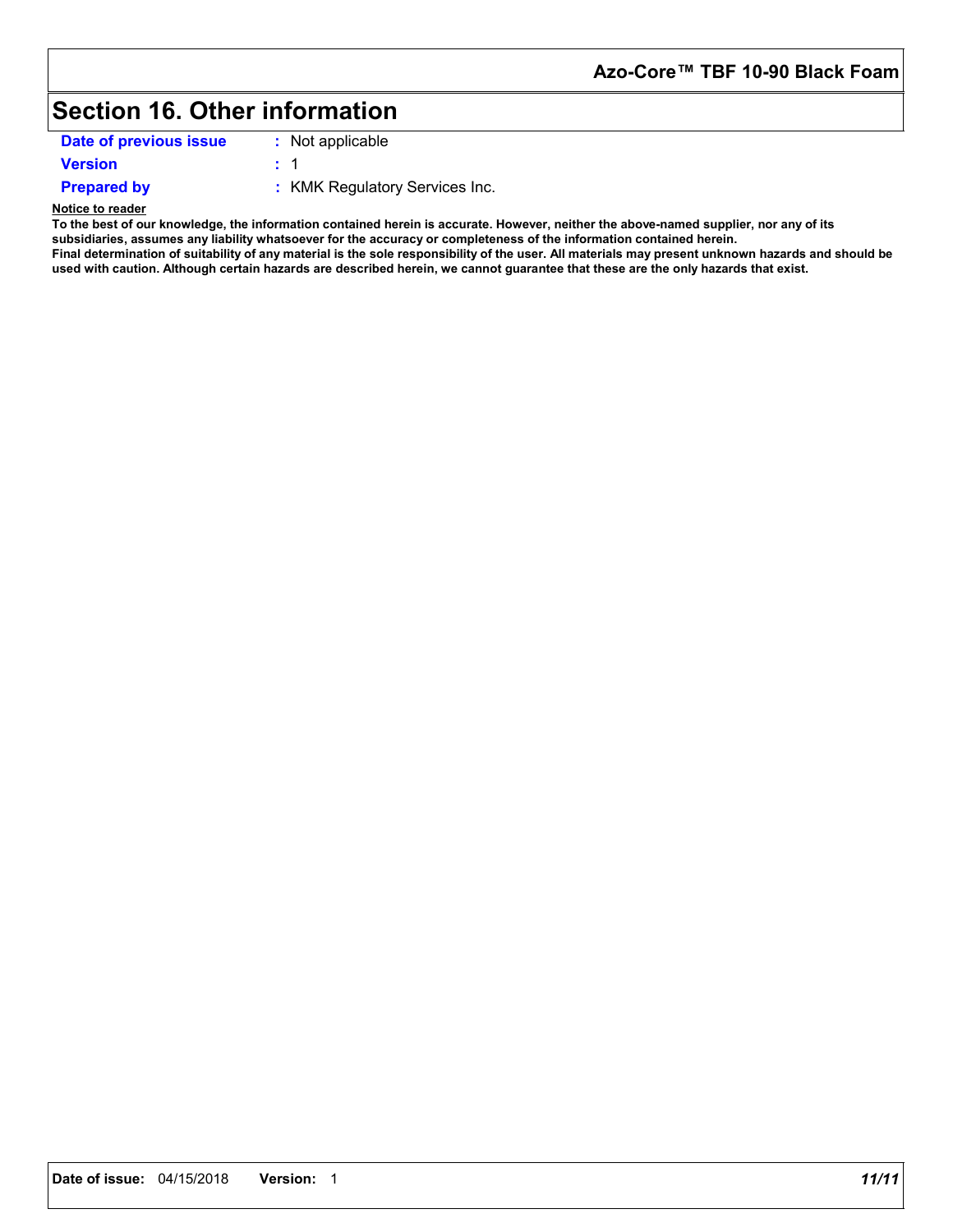# Section 16. Other information

**Date of previous issue** : Not applicable

**Version** : 1

**Prepared by** : KMK Regulatory Services Inc.

**Notice to reader**

**To the best of our knowledge, the information contained herein is accurate. However, neither the above-named supplier, nor any of its subsidiaries, assumes any liability whatsoever for the accuracy or completeness of the information contained herein.**
**Final determination of suitability of any material is the sole responsibility of the user. All materials may present unknown hazards and should be used with caution. Although certain hazards are described herein, we cannot guarantee that these are the only hazards that exist.**